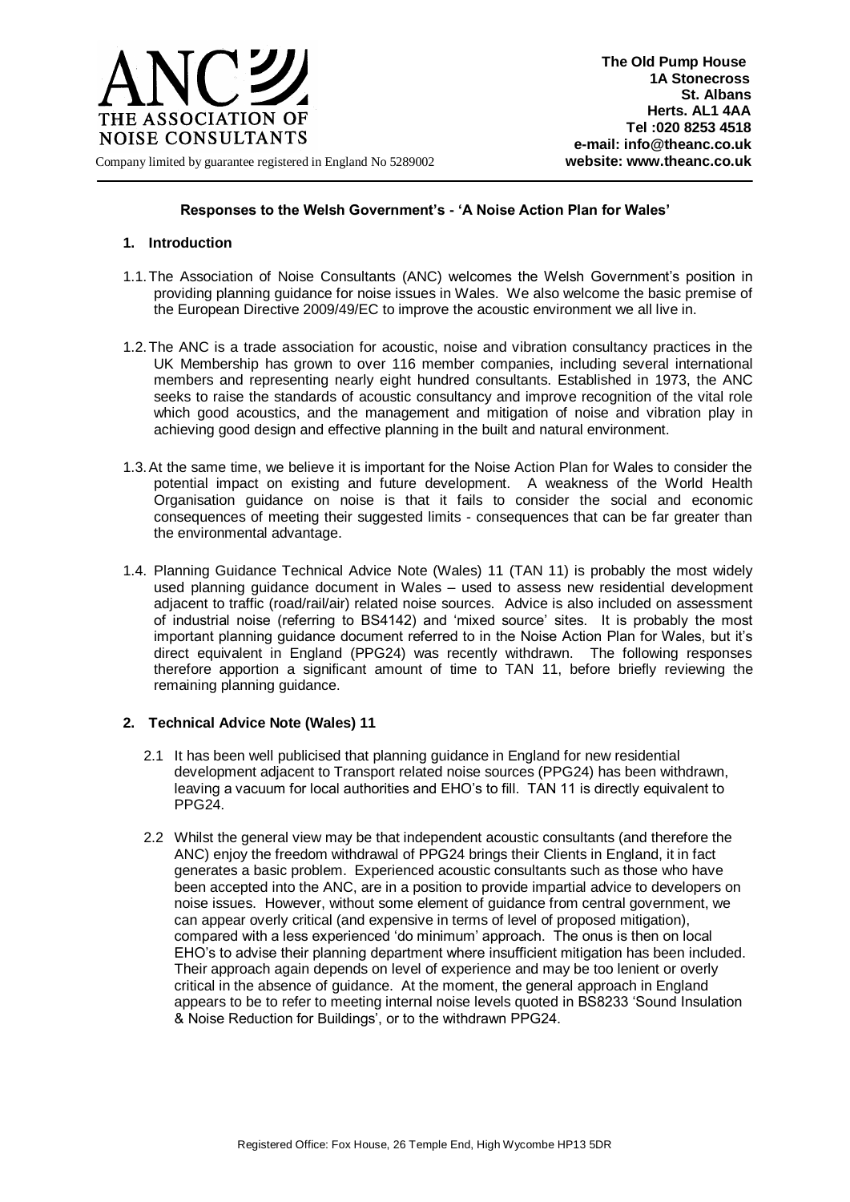**ANC**
THE ASSOCIATION OF NOISE CONSULTANTS
Company limited by guarantee registered in England No 5289002

**The Old Pump House**
**1A Stonecross**
**St. Albans**
**Herts. AL1 4AA**
**Tel :020 8253 4518**
**e-mail: info@theanc.co.uk**
**website: www.theanc.co.uk**

### Responses to the Welsh Government's - 'A Noise Action Plan for Wales'

## 1. Introduction

1.1. The Association of Noise Consultants (ANC) welcomes the Welsh Government's position in providing planning guidance for noise issues in Wales. We also welcome the basic premise of the European Directive 2009/49/EC to improve the acoustic environment we all live in.

1.2. The ANC is a trade association for acoustic, noise and vibration consultancy practices in the UK Membership has grown to over 116 member companies, including several international members and representing nearly eight hundred consultants. Established in 1973, the ANC seeks to raise the standards of acoustic consultancy and improve recognition of the vital role which good acoustics, and the management and mitigation of noise and vibration play in achieving good design and effective planning in the built and natural environment.

1.3. At the same time, we believe it is important for the Noise Action Plan for Wales to consider the potential impact on existing and future development. A weakness of the World Health Organisation guidance on noise is that it fails to consider the social and economic consequences of meeting their suggested limits - consequences that can be far greater than the environmental advantage.

1.4. Planning Guidance Technical Advice Note (Wales) 11 (TAN 11) is probably the most widely used planning guidance document in Wales – used to assess new residential development adjacent to traffic (road/rail/air) related noise sources. Advice is also included on assessment of industrial noise (referring to BS4142) and 'mixed source' sites. It is probably the most important planning guidance document referred to in the Noise Action Plan for Wales, but it's direct equivalent in England (PPG24) was recently withdrawn. The following responses therefore apportion a significant amount of time to TAN 11, before briefly reviewing the remaining planning guidance.

## 2. Technical Advice Note (Wales) 11

2.1 It has been well publicised that planning guidance in England for new residential development adjacent to Transport related noise sources (PPG24) has been withdrawn, leaving a vacuum for local authorities and EHO's to fill. TAN 11 is directly equivalent to PPG24.

2.2 Whilst the general view may be that independent acoustic consultants (and therefore the ANC) enjoy the freedom withdrawal of PPG24 brings their Clients in England, it in fact generates a basic problem. Experienced acoustic consultants such as those who have been accepted into the ANC, are in a position to provide impartial advice to developers on noise issues. However, without some element of guidance from central government, we can appear overly critical (and expensive in terms of level of proposed mitigation), compared with a less experienced 'do minimum' approach. The onus is then on local EHO's to advise their planning department where insufficient mitigation has been included. Their approach again depends on level of experience and may be too lenient or overly critical in the absence of guidance. At the moment, the general approach in England appears to be to refer to meeting internal noise levels quoted in BS8233 'Sound Insulation & Noise Reduction for Buildings', or to the withdrawn PPG24.

Registered Office: Fox House, 26 Temple End, High Wycombe HP13 5DR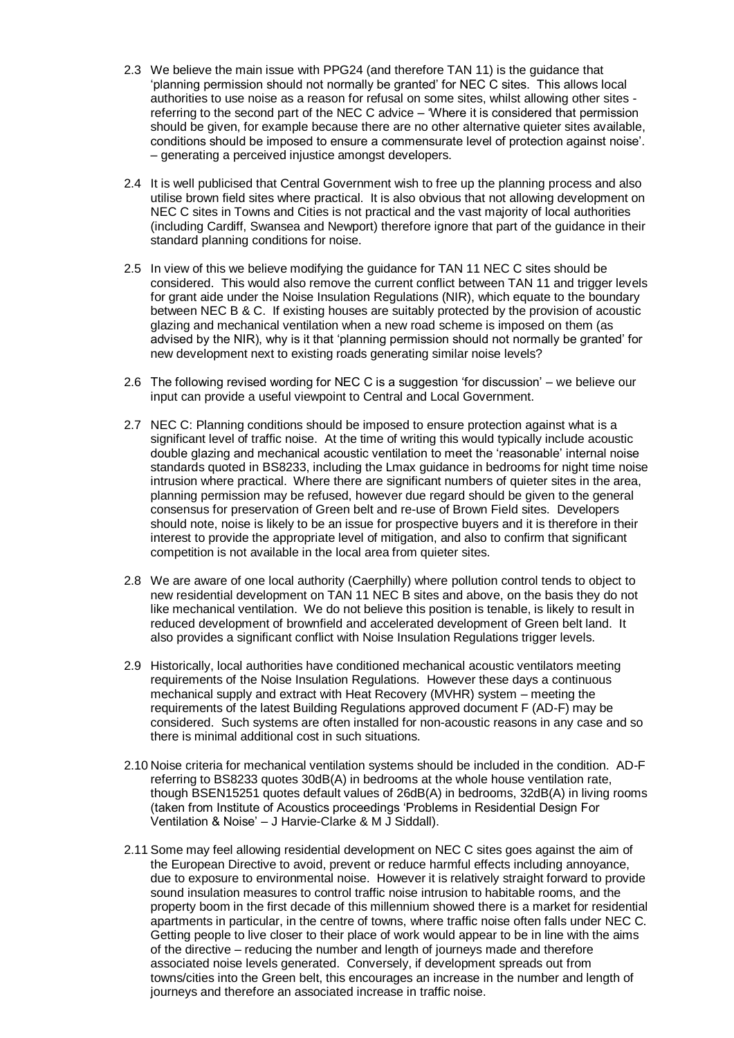2.3 We believe the main issue with PPG24 (and therefore TAN 11) is the guidance that 'planning permission should not normally be granted' for NEC C sites. This allows local authorities to use noise as a reason for refusal on some sites, whilst allowing other sites - referring to the second part of the NEC C advice – 'Where it is considered that permission should be given, for example because there are no other alternative quieter sites available, conditions should be imposed to ensure a commensurate level of protection against noise'. – generating a perceived injustice amongst developers.

2.4 It is well publicised that Central Government wish to free up the planning process and also utilise brown field sites where practical. It is also obvious that not allowing development on NEC C sites in Towns and Cities is not practical and the vast majority of local authorities (including Cardiff, Swansea and Newport) therefore ignore that part of the guidance in their standard planning conditions for noise.

2.5 In view of this we believe modifying the guidance for TAN 11 NEC C sites should be considered. This would also remove the current conflict between TAN 11 and trigger levels for grant aide under the Noise Insulation Regulations (NIR), which equate to the boundary between NEC B & C. If existing houses are suitably protected by the provision of acoustic glazing and mechanical ventilation when a new road scheme is imposed on them (as advised by the NIR), why is it that 'planning permission should not normally be granted' for new development next to existing roads generating similar noise levels?

2.6 The following revised wording for NEC C is a suggestion 'for discussion' – we believe our input can provide a useful viewpoint to Central and Local Government.

2.7 NEC C: Planning conditions should be imposed to ensure protection against what is a significant level of traffic noise. At the time of writing this would typically include acoustic double glazing and mechanical acoustic ventilation to meet the 'reasonable' internal noise standards quoted in BS8233, including the Lmax guidance in bedrooms for night time noise intrusion where practical. Where there are significant numbers of quieter sites in the area, planning permission may be refused, however due regard should be given to the general consensus for preservation of Green belt and re-use of Brown Field sites. Developers should note, noise is likely to be an issue for prospective buyers and it is therefore in their interest to provide the appropriate level of mitigation, and also to confirm that significant competition is not available in the local area from quieter sites.

2.8 We are aware of one local authority (Caerphilly) where pollution control tends to object to new residential development on TAN 11 NEC B sites and above, on the basis they do not like mechanical ventilation. We do not believe this position is tenable, is likely to result in reduced development of brownfield and accelerated development of Green belt land. It also provides a significant conflict with Noise Insulation Regulations trigger levels.

2.9 Historically, local authorities have conditioned mechanical acoustic ventilators meeting requirements of the Noise Insulation Regulations. However these days a continuous mechanical supply and extract with Heat Recovery (MVHR) system – meeting the requirements of the latest Building Regulations approved document F (AD-F) may be considered. Such systems are often installed for non-acoustic reasons in any case and so there is minimal additional cost in such situations.

2.10 Noise criteria for mechanical ventilation systems should be included in the condition. AD-F referring to BS8233 quotes 30dB(A) in bedrooms at the whole house ventilation rate, though BSEN15251 quotes default values of 26dB(A) in bedrooms, 32dB(A) in living rooms (taken from Institute of Acoustics proceedings 'Problems in Residential Design For Ventilation & Noise' – J Harvie-Clarke & M J Siddall).

2.11 Some may feel allowing residential development on NEC C sites goes against the aim of the European Directive to avoid, prevent or reduce harmful effects including annoyance, due to exposure to environmental noise. However it is relatively straight forward to provide sound insulation measures to control traffic noise intrusion to habitable rooms, and the property boom in the first decade of this millennium showed there is a market for residential apartments in particular, in the centre of towns, where traffic noise often falls under NEC C. Getting people to live closer to their place of work would appear to be in line with the aims of the directive – reducing the number and length of journeys made and therefore associated noise levels generated. Conversely, if development spreads out from towns/cities into the Green belt, this encourages an increase in the number and length of journeys and therefore an associated increase in traffic noise.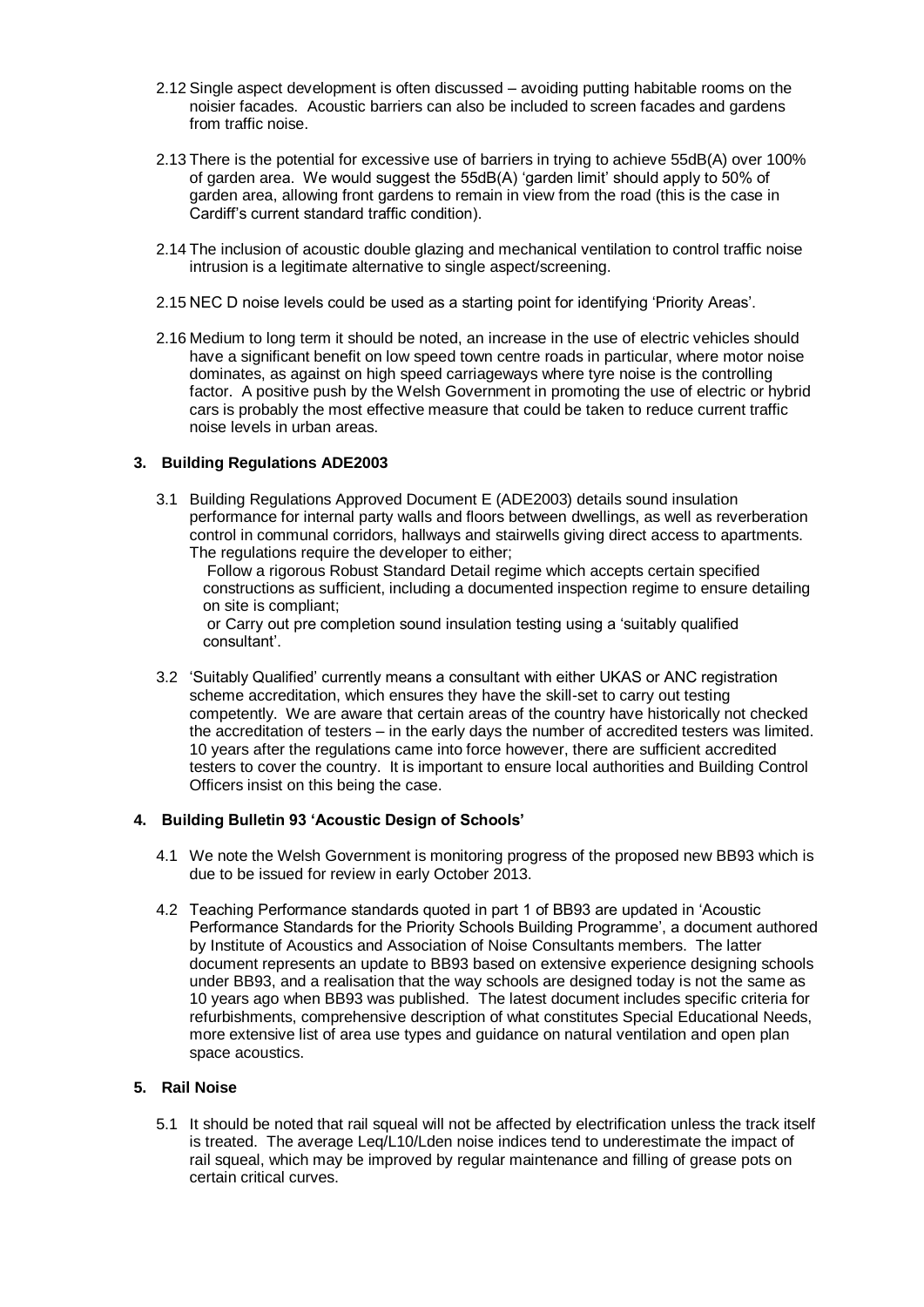2.12 Single aspect development is often discussed – avoiding putting habitable rooms on the noisier facades. Acoustic barriers can also be included to screen facades and gardens from traffic noise.

2.13 There is the potential for excessive use of barriers in trying to achieve 55dB(A) over 100% of garden area. We would suggest the 55dB(A) 'garden limit' should apply to 50% of garden area, allowing front gardens to remain in view from the road (this is the case in Cardiff's current standard traffic condition).

2.14 The inclusion of acoustic double glazing and mechanical ventilation to control traffic noise intrusion is a legitimate alternative to single aspect/screening.

2.15 NEC D noise levels could be used as a starting point for identifying 'Priority Areas'.

2.16 Medium to long term it should be noted, an increase in the use of electric vehicles should have a significant benefit on low speed town centre roads in particular, where motor noise dominates, as against on high speed carriageways where tyre noise is the controlling factor. A positive push by the Welsh Government in promoting the use of electric or hybrid cars is probably the most effective measure that could be taken to reduce current traffic noise levels in urban areas.

## 3. Building Regulations ADE2003

3.1 Building Regulations Approved Document E (ADE2003) details sound insulation performance for internal party walls and floors between dwellings, as well as reverberation control in communal corridors, hallways and stairwells giving direct access to apartments. The regulations require the developer to either;

- Follow a rigorous Robust Standard Detail regime which accepts certain specified constructions as sufficient, including a documented inspection regime to ensure detailing on site is compliant;
- or Carry out pre completion sound insulation testing using a 'suitably qualified consultant'.

3.2 'Suitably Qualified' currently means a consultant with either UKAS or ANC registration scheme accreditation, which ensures they have the skill-set to carry out testing competently. We are aware that certain areas of the country have historically not checked the accreditation of testers – in the early days the number of accredited testers was limited. 10 years after the regulations came into force however, there are sufficient accredited testers to cover the country. It is important to ensure local authorities and Building Control Officers insist on this being the case.

## 4. Building Bulletin 93 'Acoustic Design of Schools'

4.1 We note the Welsh Government is monitoring progress of the proposed new BB93 which is due to be issued for review in early October 2013.

4.2 Teaching Performance standards quoted in part 1 of BB93 are updated in 'Acoustic Performance Standards for the Priority Schools Building Programme', a document authored by Institute of Acoustics and Association of Noise Consultants members. The latter document represents an update to BB93 based on extensive experience designing schools under BB93, and a realisation that the way schools are designed today is not the same as 10 years ago when BB93 was published. The latest document includes specific criteria for refurbishments, comprehensive description of what constitutes Special Educational Needs, more extensive list of area use types and guidance on natural ventilation and open plan space acoustics.

## 5. Rail Noise

5.1 It should be noted that rail squeal will not be affected by electrification unless the track itself is treated. The average Leq/L10/Lden noise indices tend to underestimate the impact of rail squeal, which may be improved by regular maintenance and filling of grease pots on certain critical curves.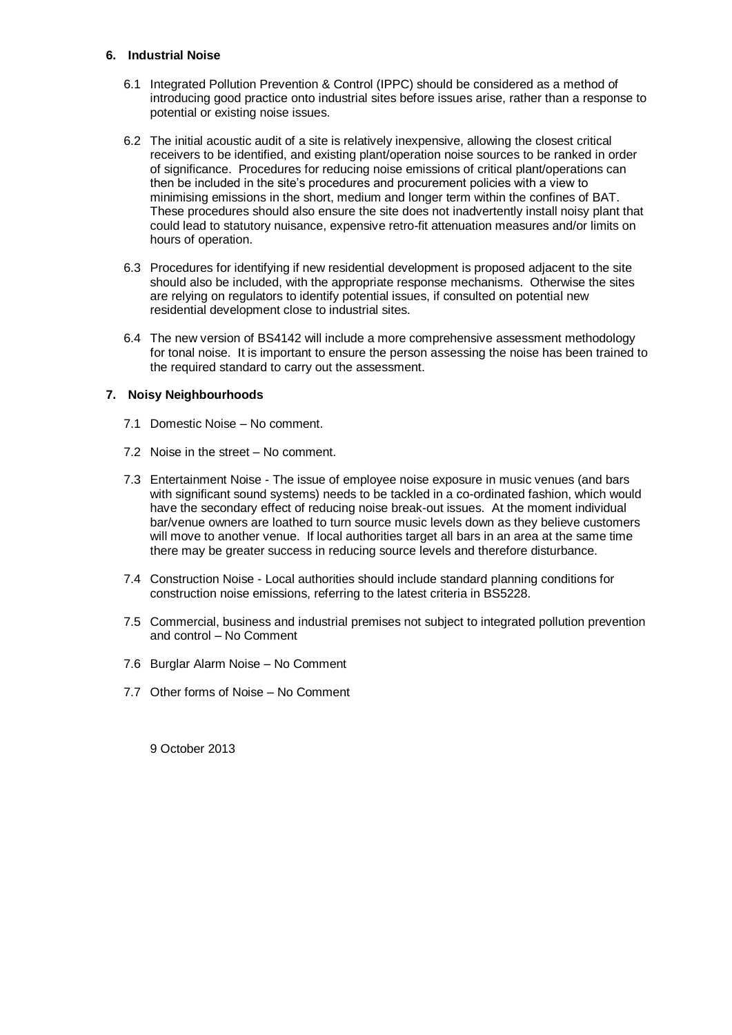## 6. Industrial Noise

6.1 Integrated Pollution Prevention & Control (IPPC) should be considered as a method of introducing good practice onto industrial sites before issues arise, rather than a response to potential or existing noise issues.

6.2 The initial acoustic audit of a site is relatively inexpensive, allowing the closest critical receivers to be identified, and existing plant/operation noise sources to be ranked in order of significance. Procedures for reducing noise emissions of critical plant/operations can then be included in the site's procedures and procurement policies with a view to minimising emissions in the short, medium and longer term within the confines of BAT. These procedures should also ensure the site does not inadvertently install noisy plant that could lead to statutory nuisance, expensive retro-fit attenuation measures and/or limits on hours of operation.

6.3 Procedures for identifying if new residential development is proposed adjacent to the site should also be included, with the appropriate response mechanisms. Otherwise the sites are relying on regulators to identify potential issues, if consulted on potential new residential development close to industrial sites.

6.4 The new version of BS4142 will include a more comprehensive assessment methodology for tonal noise. It is important to ensure the person assessing the noise has been trained to the required standard to carry out the assessment.

## 7. Noisy Neighbourhoods

7.1 Domestic Noise – No comment.

7.2 Noise in the street – No comment.

7.3 Entertainment Noise - The issue of employee noise exposure in music venues (and bars with significant sound systems) needs to be tackled in a co-ordinated fashion, which would have the secondary effect of reducing noise break-out issues. At the moment individual bar/venue owners are loathed to turn source music levels down as they believe customers will move to another venue. If local authorities target all bars in an area at the same time there may be greater success in reducing source levels and therefore disturbance.

7.4 Construction Noise - Local authorities should include standard planning conditions for construction noise emissions, referring to the latest criteria in BS5228.

7.5 Commercial, business and industrial premises not subject to integrated pollution prevention and control – No Comment

7.6 Burglar Alarm Noise – No Comment

7.7 Other forms of Noise – No Comment

9 October 2013